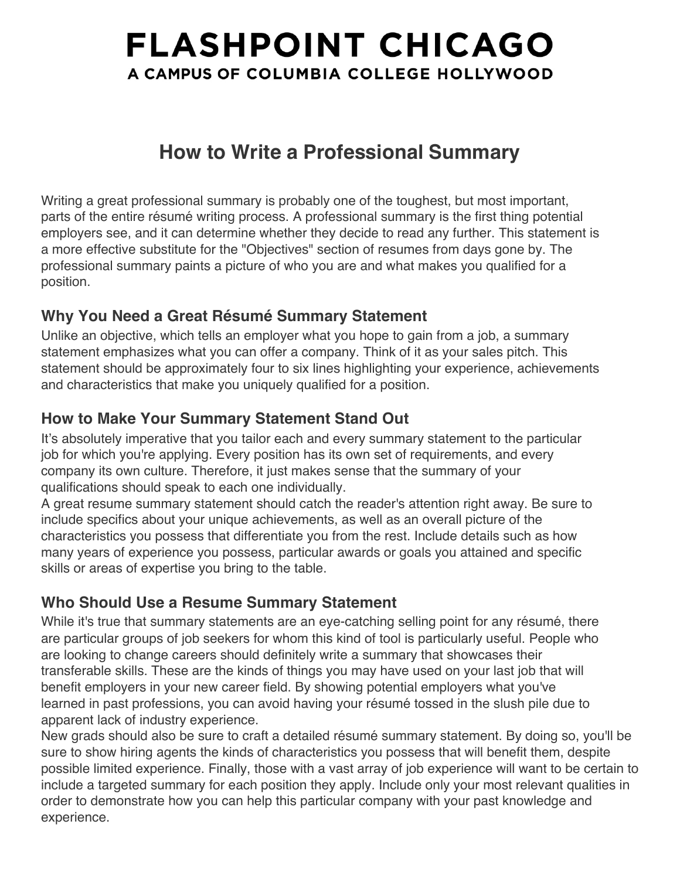# FLASHPOINT CHICAGO

**A CAMPUS OF COLUMBIA COLLEGE HOLLYWOOD**

## How to Write a Professional Summary

Writing a great professional summary is probably one of the toughest, but most important, parts of the entire résumé writing process. A professional summary is the first thing potential employers see, and it can determine whether they decide to read any further. This statement is a more effective substitute for the "Objectives" section of resumes from days gone by. The professional summary paints a picture of who you are and what makes you qualified for a position.

### Why You Need a Great Résumé Summary Statement

Unlike an objective, which tells an employer what you hope to gain from a job, a summary statement emphasizes what you can offer a company. Think of it as your sales pitch. This statement should be approximately four to six lines highlighting your experience, achievements and characteristics that make you uniquely qualified for a position.

### How to Make Your Summary Statement Stand Out

It's absolutely imperative that you tailor each and every summary statement to the particular job for which you're applying. Every position has its own set of requirements, and every company its own culture. Therefore, it just makes sense that the summary of your qualifications should speak to each one individually.

A great resume summary statement should catch the reader's attention right away. Be sure to include specifics about your unique achievements, as well as an overall picture of the characteristics you possess that differentiate you from the rest. Include details such as how many years of experience you possess, particular awards or goals you attained and specific skills or areas of expertise you bring to the table.

### Who Should Use a Resume Summary Statement

While it's true that summary statements are an eye-catching selling point for any résumé, there are particular groups of job seekers for whom this kind of tool is particularly useful. People who are looking to change careers should definitely write a summary that showcases their transferable skills. These are the kinds of things you may have used on your last job that will benefit employers in your new career field. By showing potential employers what you've learned in past professions, you can avoid having your résumé tossed in the slush pile due to apparent lack of industry experience.

New grads should also be sure to craft a detailed résumé summary statement. By doing so, you'll be sure to show hiring agents the kinds of characteristics you possess that will benefit them, despite possible limited experience. Finally, those with a vast array of job experience will want to be certain to include a targeted summary for each position they apply. Include only your most relevant qualities in order to demonstrate how you can help this particular company with your past knowledge and experience.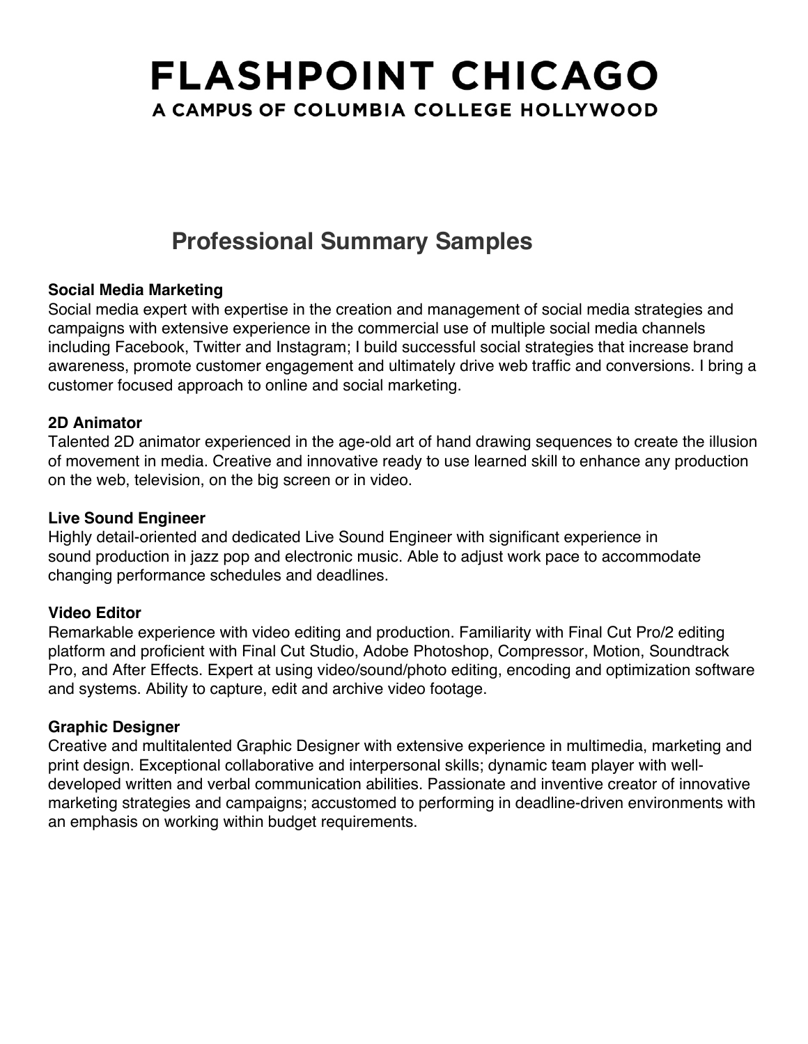# FLASHPOINT CHICAGO
A CAMPUS OF COLUMBIA COLLEGE HOLLYWOOD

## Professional Summary Samples

**Social Media Marketing**
Social media expert with expertise in the creation and management of social media strategies and campaigns with extensive experience in the commercial use of multiple social media channels including Facebook, Twitter and Instagram; I build successful social strategies that increase brand awareness, promote customer engagement and ultimately drive web traffic and conversions. I bring a customer focused approach to online and social marketing.

**2D Animator**
Talented 2D animator experienced in the age-old art of hand drawing sequences to create the illusion of movement in media. Creative and innovative ready to use learned skill to enhance any production on the web, television, on the big screen or in video.

**Live Sound Engineer**
Highly detail-oriented and dedicated Live Sound Engineer with significant experience in sound production in jazz pop and electronic music. Able to adjust work pace to accommodate changing performance schedules and deadlines.

**Video Editor**
Remarkable experience with video editing and production. Familiarity with Final Cut Pro/2 editing platform and proficient with Final Cut Studio, Adobe Photoshop, Compressor, Motion, Soundtrack Pro, and After Effects. Expert at using video/sound/photo editing, encoding and optimization software and systems. Ability to capture, edit and archive video footage.

**Graphic Designer**
Creative and multitalented Graphic Designer with extensive experience in multimedia, marketing and print design. Exceptional collaborative and interpersonal skills; dynamic team player with well-developed written and verbal communication abilities. Passionate and inventive creator of innovative marketing strategies and campaigns; accustomed to performing in deadline-driven environments with an emphasis on working within budget requirements.